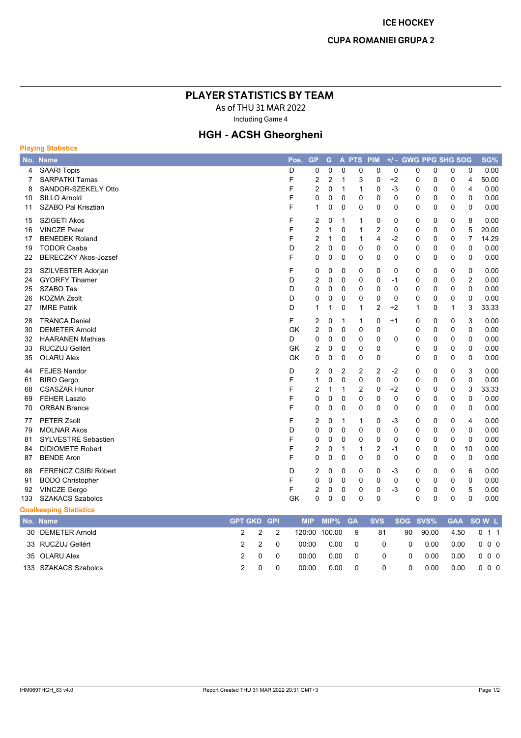ICE HOCKEY

CUPA ROMANIEI GRUPA 2

# PLAYER STATISTICS BY TEAM

As of THU 31 MAR 2022

Including Game 4

## HGH - ACSH Gheorgheni

### Playing Statistics

| No. | Name | Pos. | GP | G | A | PTS | PIM | +/- | GWG | PPG | SHG | SOG | SG% |
|---|---|---|---|---|---|---|---|---|---|---|---|---|---|
| 4 | SAARI Topis | D | 0 | 0 | 0 | 0 | 0 | 0 | 0 | 0 | 0 | 0 | 0.00 |
| 7 | SARPATKI Tamas | F | 2 | 2 | 1 | 3 | 0 | +2 | 0 | 0 | 0 | 4 | 50.00 |
| 8 | SANDOR-SZEKELY Otto | F | 2 | 0 | 1 | 1 | 0 | -3 | 0 | 0 | 0 | 4 | 0.00 |
| 10 | SILLO Arnold | F | 0 | 0 | 0 | 0 | 0 | 0 | 0 | 0 | 0 | 0 | 0.00 |
| 11 | SZABO Pal Krisztian | F | 1 | 0 | 0 | 0 | 0 | 0 | 0 | 0 | 0 | 0 | 0.00 |
| 15 | SZIGETI Akos | F | 2 | 0 | 1 | 1 | 0 | 0 | 0 | 0 | 0 | 8 | 0.00 |
| 16 | VINCZE Peter | F | 2 | 1 | 0 | 1 | 2 | 0 | 0 | 0 | 0 | 5 | 20.00 |
| 17 | BENEDEK Roland | F | 2 | 1 | 0 | 1 | 4 | -2 | 0 | 0 | 0 | 7 | 14.29 |
| 19 | TODOR Csaba | D | 2 | 0 | 0 | 0 | 0 | 0 | 0 | 0 | 0 | 0 | 0.00 |
| 22 | BERECZKY Akos-Jozsef | F | 0 | 0 | 0 | 0 | 0 | 0 | 0 | 0 | 0 | 0 | 0.00 |
| 23 | SZILVESTER Adorjan | F | 0 | 0 | 0 | 0 | 0 | 0 | 0 | 0 | 0 | 0 | 0.00 |
| 24 | GYORFY Tihamer | D | 2 | 0 | 0 | 0 | 0 | -1 | 0 | 0 | 0 | 2 | 0.00 |
| 25 | SZABO Tas | D | 0 | 0 | 0 | 0 | 0 | 0 | 0 | 0 | 0 | 0 | 0.00 |
| 26 | KOZMA Zsolt | D | 0 | 0 | 0 | 0 | 0 | 0 | 0 | 0 | 0 | 0 | 0.00 |
| 27 | IMRE Patrik | D | 1 | 1 | 0 | 1 | 2 | +2 | 1 | 0 | 1 | 3 | 33.33 |
| 28 | TRANCA Daniel | F | 2 | 0 | 1 | 1 | 0 | +1 | 0 | 0 | 0 | 3 | 0.00 |
| 30 | DEMETER Arnold | GK | 2 | 0 | 0 | 0 | 0 | | 0 | 0 | 0 | 0 | 0.00 |
| 32 | HAARANEN Mathias | D | 0 | 0 | 0 | 0 | 0 | 0 | 0 | 0 | 0 | 0 | 0.00 |
| 33 | RUCZUJ Gellért | GK | 2 | 0 | 0 | 0 | 0 | | 0 | 0 | 0 | 0 | 0.00 |
| 35 | OLARU Alex | GK | 0 | 0 | 0 | 0 | 0 | | 0 | 0 | 0 | 0 | 0.00 |
| 44 | FEJES Nandor | D | 2 | 0 | 2 | 2 | 2 | -2 | 0 | 0 | 0 | 3 | 0.00 |
| 61 | BIRO Gergo | F | 1 | 0 | 0 | 0 | 0 | 0 | 0 | 0 | 0 | 0 | 0.00 |
| 68 | CSASZAR Hunor | F | 2 | 1 | 1 | 2 | 0 | +2 | 0 | 0 | 0 | 3 | 33.33 |
| 69 | FEHER Laszlo | F | 0 | 0 | 0 | 0 | 0 | 0 | 0 | 0 | 0 | 0 | 0.00 |
| 70 | ORBAN Brance | F | 0 | 0 | 0 | 0 | 0 | 0 | 0 | 0 | 0 | 0 | 0.00 |
| 77 | PETER Zsolt | F | 2 | 0 | 1 | 1 | 0 | -3 | 0 | 0 | 0 | 4 | 0.00 |
| 79 | MOLNAR Akos | D | 0 | 0 | 0 | 0 | 0 | 0 | 0 | 0 | 0 | 0 | 0.00 |
| 81 | SYLVESTRE Sebastien | F | 0 | 0 | 0 | 0 | 0 | 0 | 0 | 0 | 0 | 0 | 0.00 |
| 84 | DIDIOMETE Robert | F | 2 | 0 | 1 | 1 | 2 | -1 | 0 | 0 | 0 | 10 | 0.00 |
| 87 | BENDE Aron | F | 0 | 0 | 0 | 0 | 0 | 0 | 0 | 0 | 0 | 0 | 0.00 |
| 88 | FERENCZ CSIBI Róbert | D | 2 | 0 | 0 | 0 | 0 | -3 | 0 | 0 | 0 | 6 | 0.00 |
| 91 | BODO Christopher | F | 0 | 0 | 0 | 0 | 0 | 0 | 0 | 0 | 0 | 0 | 0.00 |
| 92 | VINCZE Gergo | F | 2 | 0 | 0 | 0 | 0 | -3 | 0 | 0 | 0 | 5 | 0.00 |
| 133 | SZAKACS Szabolcs | GK | 0 | 0 | 0 | 0 | 0 | | 0 | 0 | 0 | 0 | 0.00 |

### Goalkeeping Statistics

| No. | Name | GPT | GKD | GPI | MIP | MIP% | GA | SVS | SOG | SVS% | GAA | SO | W | L |
|---|---|---|---|---|---|---|---|---|---|---|---|---|---|---|
| 30 | DEMETER Arnold | 2 | 2 | 2 | 120:00 | 100.00 | 9 | 81 | 90 | 90.00 | 4.50 | 0 | 1 | 1 |
| 33 | RUCZUJ Gellért | 2 | 2 | 0 | 00:00 | 0.00 | 0 | 0 | 0 | 0.00 | 0.00 | 0 | 0 | 0 |
| 35 | OLARU Alex | 2 | 0 | 0 | 00:00 | 0.00 | 0 | 0 | 0 | 0.00 | 0.00 | 0 | 0 | 0 |
| 133 | SZAKACS Szabolcs | 2 | 0 | 0 | 00:00 | 0.00 | 0 | 0 | 0 | 0.00 | 0.00 | 0 | 0 | 0 |

IHM069THGH_83 v4.0 Report Created THU 31 MAR 2022 20:31 GMT+3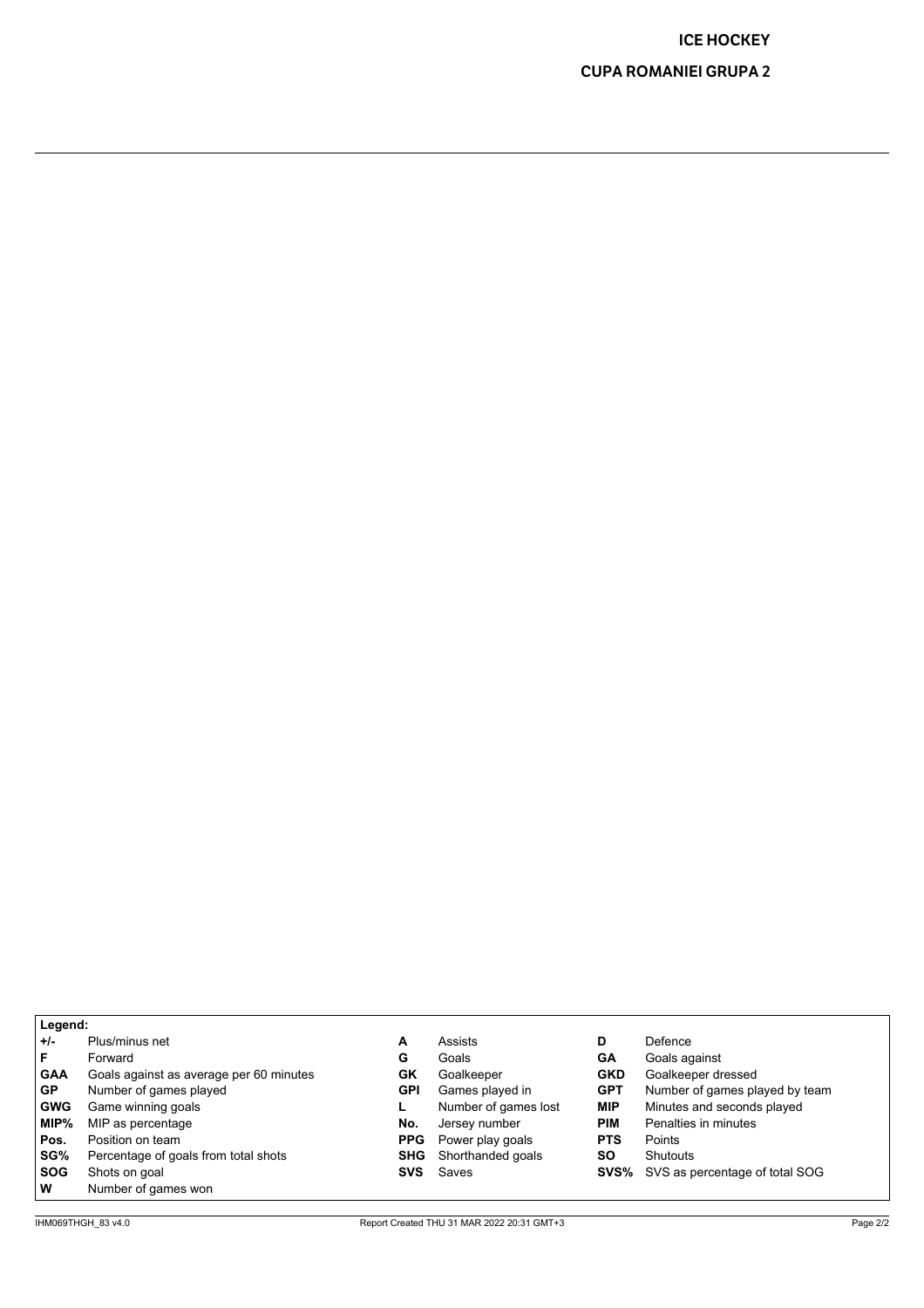**Legend:**

| | | | | | |
|---|---|---|---|---|---|
| **+/-** | Plus/minus net | **A** | Assists | **D** | Defence |
| **F** | Forward | **G** | Goals | **GA** | Goals against |
| **GAA** | Goals against as average per 60 minutes | **GK** | Goalkeeper | **GKD** | Goalkeeper dressed |
| **GP** | Number of games played | **GPI** | Games played in | **GPT** | Number of games played by team |
| **GWG** | Game winning goals | **L** | Number of games lost | **MIP** | Minutes and seconds played |
| **MIP%** | MIP as percentage | **No.** | Jersey number | **PIM** | Penalties in minutes |
| **Pos.** | Position on team | **PPG** | Power play goals | **PTS** | Points |
| **SG%** | Percentage of goals from total shots | **SHG** | Shorthanded goals | **SO** | Shutouts |
| **SOG** | Shots on goal | **SVS** | Saves | **SVS%** | SVS as percentage of total SOG |
| **W** | Number of games won | | | | |

IHM069THGH_83 v4.0 Report Created THU 31 MAR 2022 20:31 GMT+3